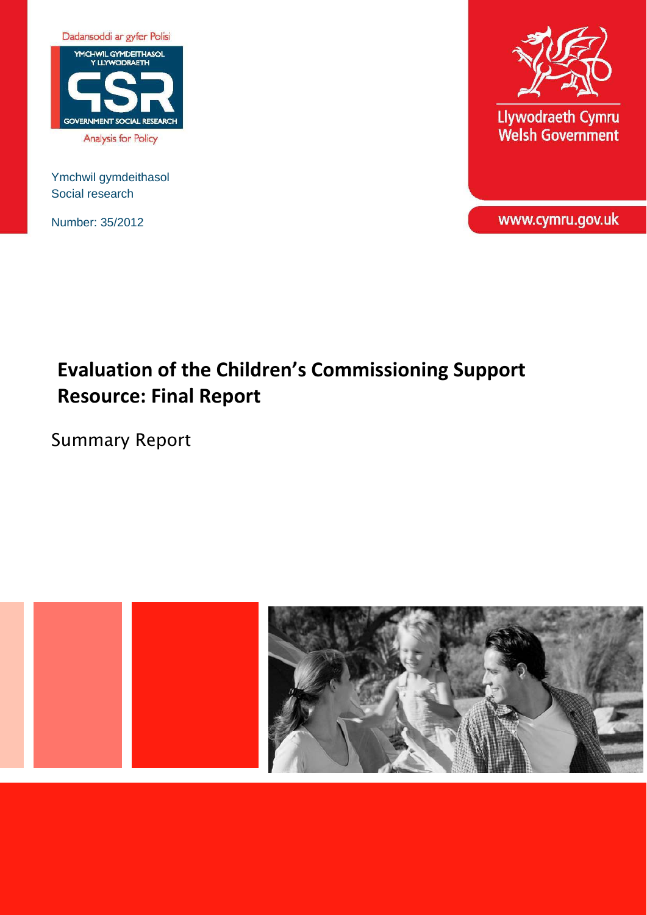Dadansoddi ar gyfer Polisi

YMCHWIL GYMDEITHASOL Y LLYWODRAETH

GOVERNMENT SOCIAL RESEARCH

Analysis for Policy

Ymchwil gymdeithasol
Social research

Number: 35/2012

Llywodraeth Cymru
Welsh Government

www.cymru.gov.uk

# Evaluation of the Children's Commissioning Support Resource: Final Report

## Summary Report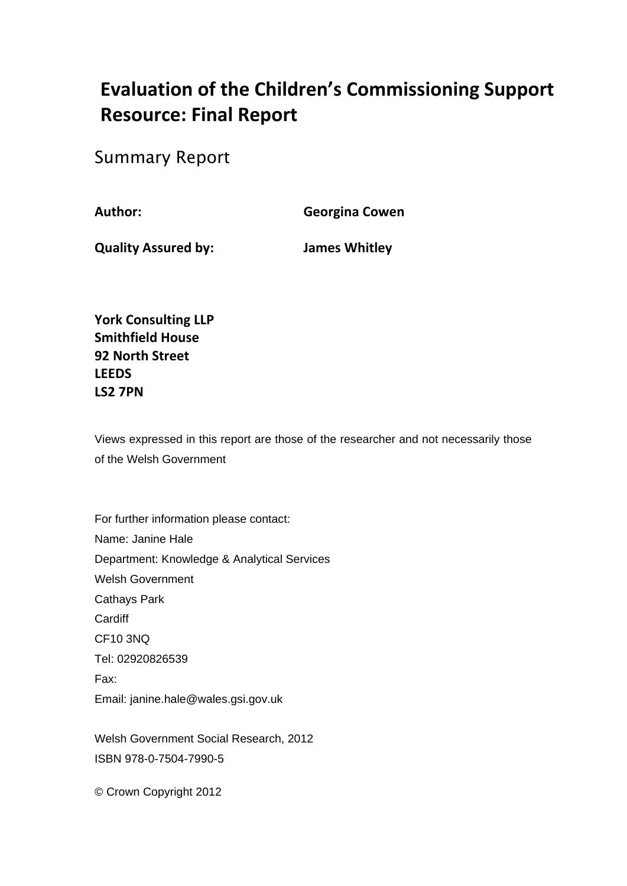# Evaluation of the Children's Commissioning Support Resource: Final Report

## Summary Report

| | |
|---|---|
| **Author:** | **Georgina Cowen** |
| **Quality Assured by:** | **James Whitley** |

**York Consulting LLP**
**Smithfield House**
**92 North Street**
**LEEDS**
**LS2 7PN**

Views expressed in this report are those of the researcher and not necessarily those of the Welsh Government

For further information please contact:
Name: Janine Hale
Department: Knowledge & Analytical Services
Welsh Government
Cathays Park
Cardiff
CF10 3NQ
Tel: 02920826539
Fax:
Email: janine.hale@wales.gsi.gov.uk

Welsh Government Social Research, 2012
ISBN 978-0-7504-7990-5

© Crown Copyright 2012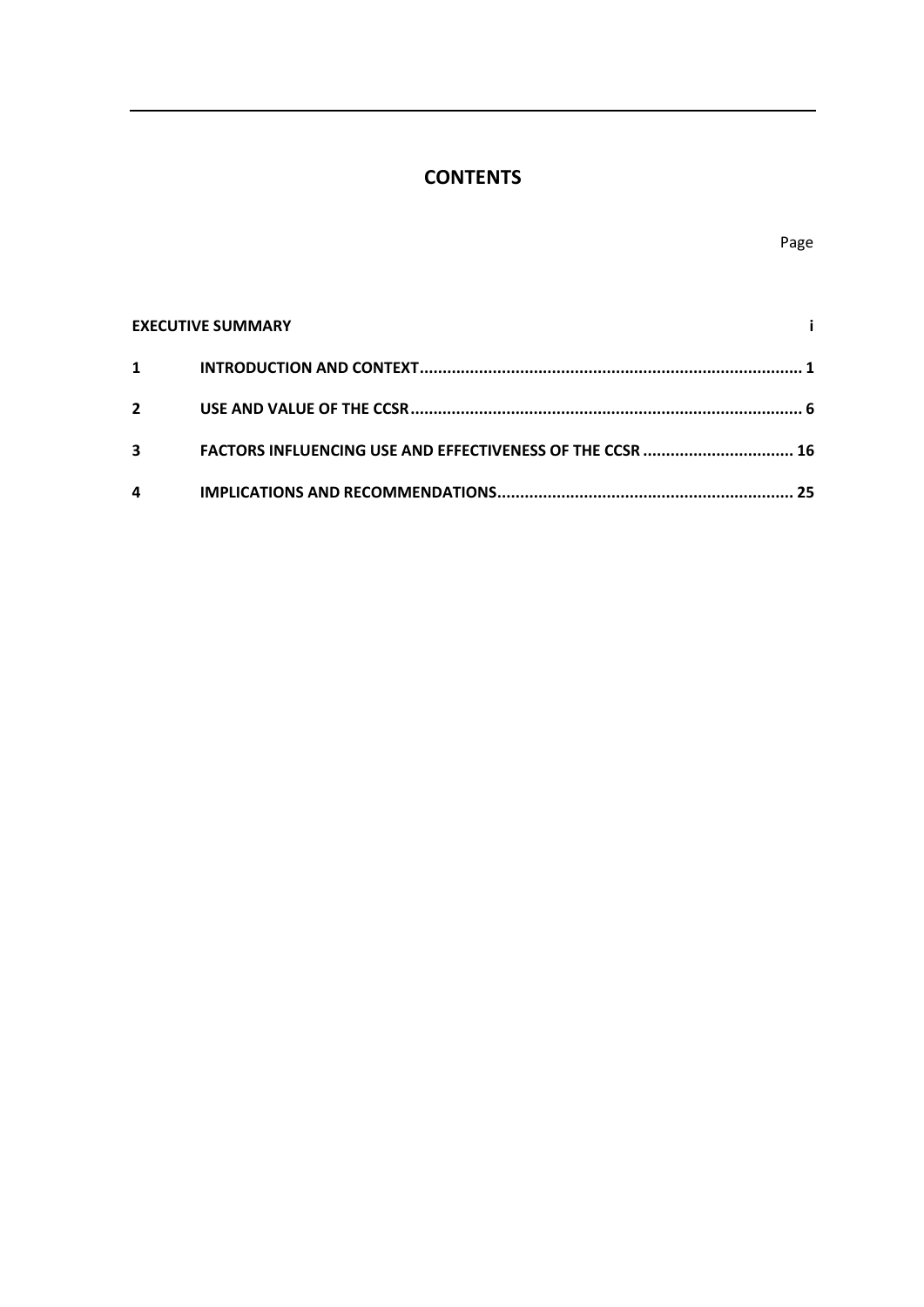# CONTENTS

| | | Page |
|---|---|---|
| **EXECUTIVE SUMMARY** | | **i** |
| **1** | **INTRODUCTION AND CONTEXT** | **1** |
| **2** | **USE AND VALUE OF THE CCSR** | **6** |
| **3** | **FACTORS INFLUENCING USE AND EFFECTIVENESS OF THE CCSR** | **16** |
| **4** | **IMPLICATIONS AND RECOMMENDATIONS** | **25** |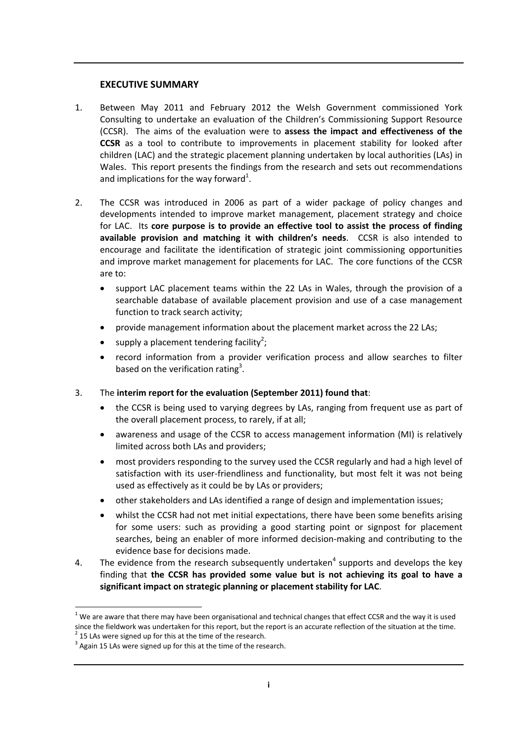## EXECUTIVE SUMMARY

1. Between May 2011 and February 2012 the Welsh Government commissioned York Consulting to undertake an evaluation of the Children's Commissioning Support Resource (CCSR). The aims of the evaluation were to **assess the impact and effectiveness of the CCSR** as a tool to contribute to improvements in placement stability for looked after children (LAC) and the strategic placement planning undertaken by local authorities (LAs) in Wales. This report presents the findings from the research and sets out recommendations and implications for the way forward[1].

2. The CCSR was introduced in 2006 as part of a wider package of policy changes and developments intended to improve market management, placement strategy and choice for LAC. Its **core purpose is to provide an effective tool to assist the process of finding available provision and matching it with children's needs**. CCSR is also intended to encourage and facilitate the identification of strategic joint commissioning opportunities and improve market management for placements for LAC. The core functions of the CCSR are to:
   - support LAC placement teams within the 22 LAs in Wales, through the provision of a searchable database of available placement provision and use of a case management function to track search activity;
   - provide management information about the placement market across the 22 LAs;
   - supply a placement tendering facility[2];
   - record information from a provider verification process and allow searches to filter based on the verification rating[3].

3. The **interim report for the evaluation (September 2011) found that**:
   - the CCSR is being used to varying degrees by LAs, ranging from frequent use as part of the overall placement process, to rarely, if at all;
   - awareness and usage of the CCSR to access management information (MI) is relatively limited across both LAs and providers;
   - most providers responding to the survey used the CCSR regularly and had a high level of satisfaction with its user-friendliness and functionality, but most felt it was not being used as effectively as it could be by LAs or providers;
   - other stakeholders and LAs identified a range of design and implementation issues;
   - whilst the CCSR had not met initial expectations, there have been some benefits arising for some users: such as providing a good starting point or signpost for placement searches, being an enabler of more informed decision-making and contributing to the evidence base for decisions made.

4. The evidence from the research subsequently undertaken[4] supports and develops the key finding that **the CCSR has provided some value but is not achieving its goal to have a significant impact on strategic planning or placement stability for LAC**.

---

[1] We are aware that there may have been organisational and technical changes that effect CCSR and the way it is used since the fieldwork was undertaken for this report, but the report is an accurate reflection of the situation at the time.

[2] 15 LAs were signed up for this at the time of the research.

[3] Again 15 LAs were signed up for this at the time of the research.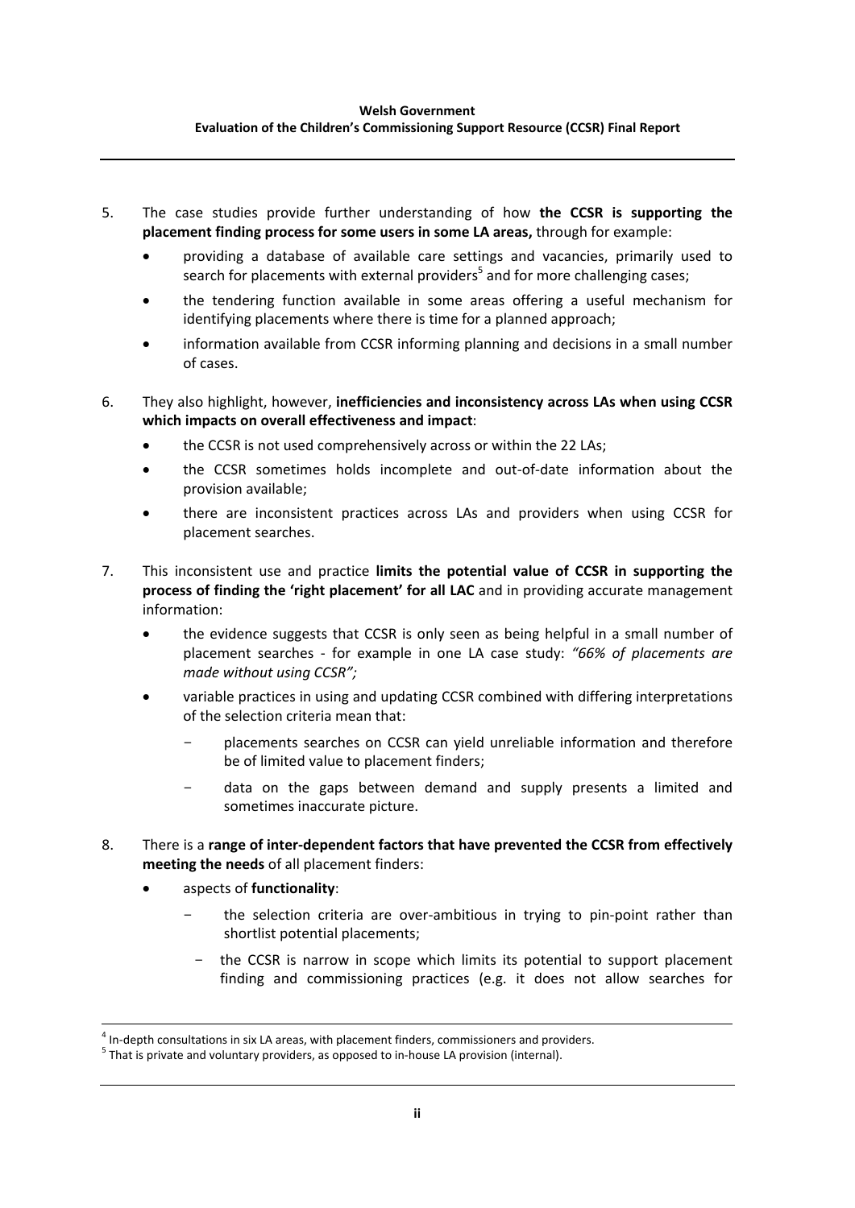5. The case studies provide further understanding of how **the CCSR is supporting the placement finding process for some users in some LA areas,** through for example:
   - providing a database of available care settings and vacancies, primarily used to search for placements with external providers[5] and for more challenging cases;
   - the tendering function available in some areas offering a useful mechanism for identifying placements where there is time for a planned approach;
   - information available from CCSR informing planning and decisions in a small number of cases.

6. They also highlight, however, **inefficiencies and inconsistency across LAs when using CCSR which impacts on overall effectiveness and impact**:
   - the CCSR is not used comprehensively across or within the 22 LAs;
   - the CCSR sometimes holds incomplete and out-of-date information about the provision available;
   - there are inconsistent practices across LAs and providers when using CCSR for placement searches.

7. This inconsistent use and practice **limits the potential value of CCSR in supporting the process of finding the 'right placement' for all LAC** and in providing accurate management information:
   - the evidence suggests that CCSR is only seen as being helpful in a small number of placement searches - for example in one LA case study: *"66% of placements are made without using CCSR";*
   - variable practices in using and updating CCSR combined with differing interpretations of the selection criteria mean that:
     - placements searches on CCSR can yield unreliable information and therefore be of limited value to placement finders;
     - data on the gaps between demand and supply presents a limited and sometimes inaccurate picture.

8. There is a **range of inter-dependent factors that have prevented the CCSR from effectively meeting the needs** of all placement finders:
   - aspects of **functionality**:
     - the selection criteria are over-ambitious in trying to pin-point rather than shortlist potential placements;
     - the CCSR is narrow in scope which limits its potential to support placement finding and commissioning practices (e.g. it does not allow searches for

[4] In-depth consultations in six LA areas, with placement finders, commissioners and providers.

[5] That is private and voluntary providers, as opposed to in-house LA provision (internal).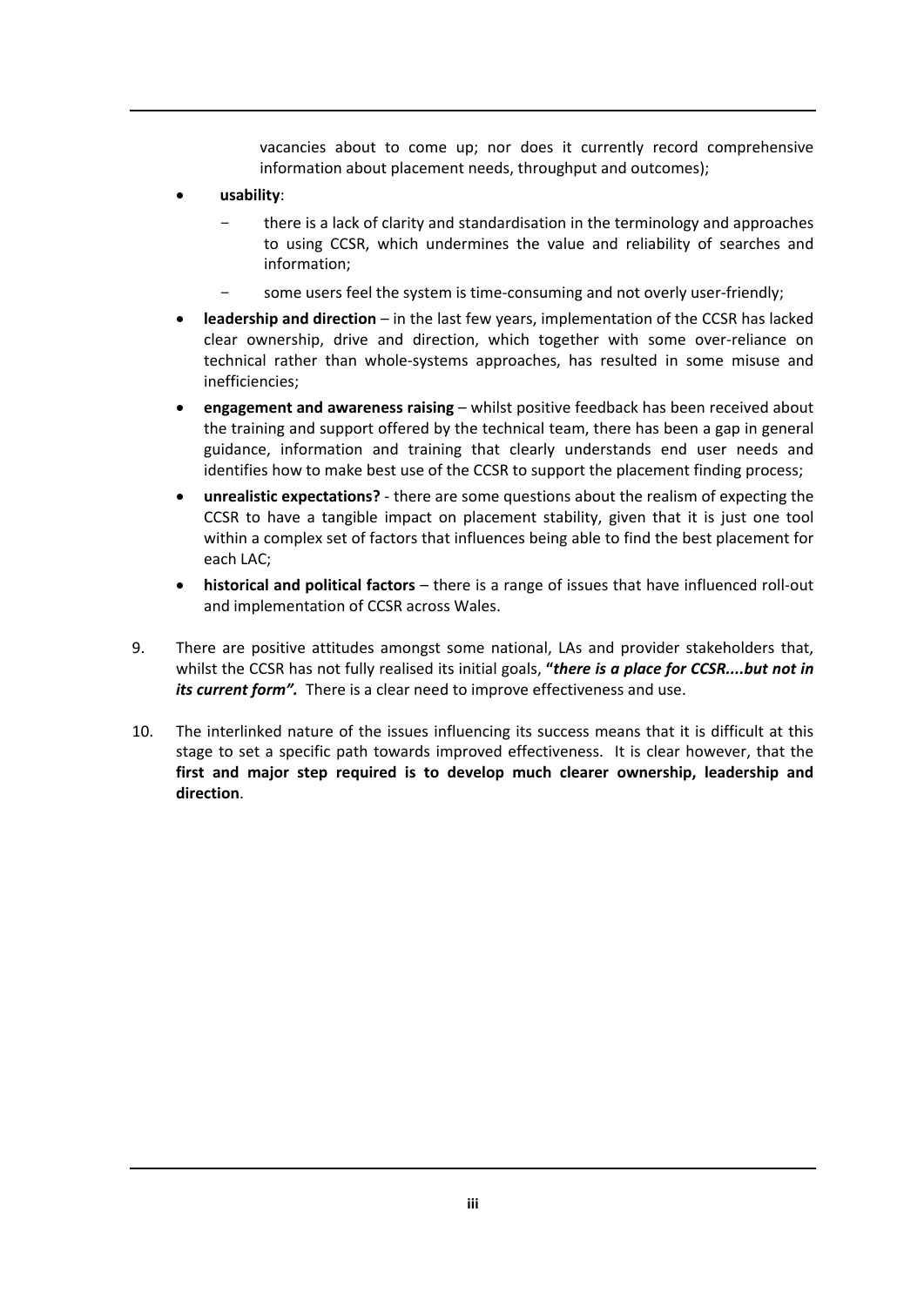vacancies about to come up; nor does it currently record comprehensive information about placement needs, throughput and outcomes);

- **usability**:
  - there is a lack of clarity and standardisation in the terminology and approaches to using CCSR, which undermines the value and reliability of searches and information;
  - some users feel the system is time-consuming and not overly user-friendly;
- **leadership and direction** – in the last few years, implementation of the CCSR has lacked clear ownership, drive and direction, which together with some over-reliance on technical rather than whole-systems approaches, has resulted in some misuse and inefficiencies;
- **engagement and awareness raising** – whilst positive feedback has been received about the training and support offered by the technical team, there has been a gap in general guidance, information and training that clearly understands end user needs and identifies how to make best use of the CCSR to support the placement finding process;
- **unrealistic expectations?** - there are some questions about the realism of expecting the CCSR to have a tangible impact on placement stability, given that it is just one tool within a complex set of factors that influences being able to find the best placement for each LAC;
- **historical and political factors** – there is a range of issues that have influenced roll-out and implementation of CCSR across Wales.

9. There are positive attitudes amongst some national, LAs and provider stakeholders that, whilst the CCSR has not fully realised its initial goals, **"*there is a place for CCSR....but not in its current form".*** There is a clear need to improve effectiveness and use.

10. The interlinked nature of the issues influencing its success means that it is difficult at this stage to set a specific path towards improved effectiveness. It is clear however, that the **first and major step required is to develop much clearer ownership, leadership and direction**.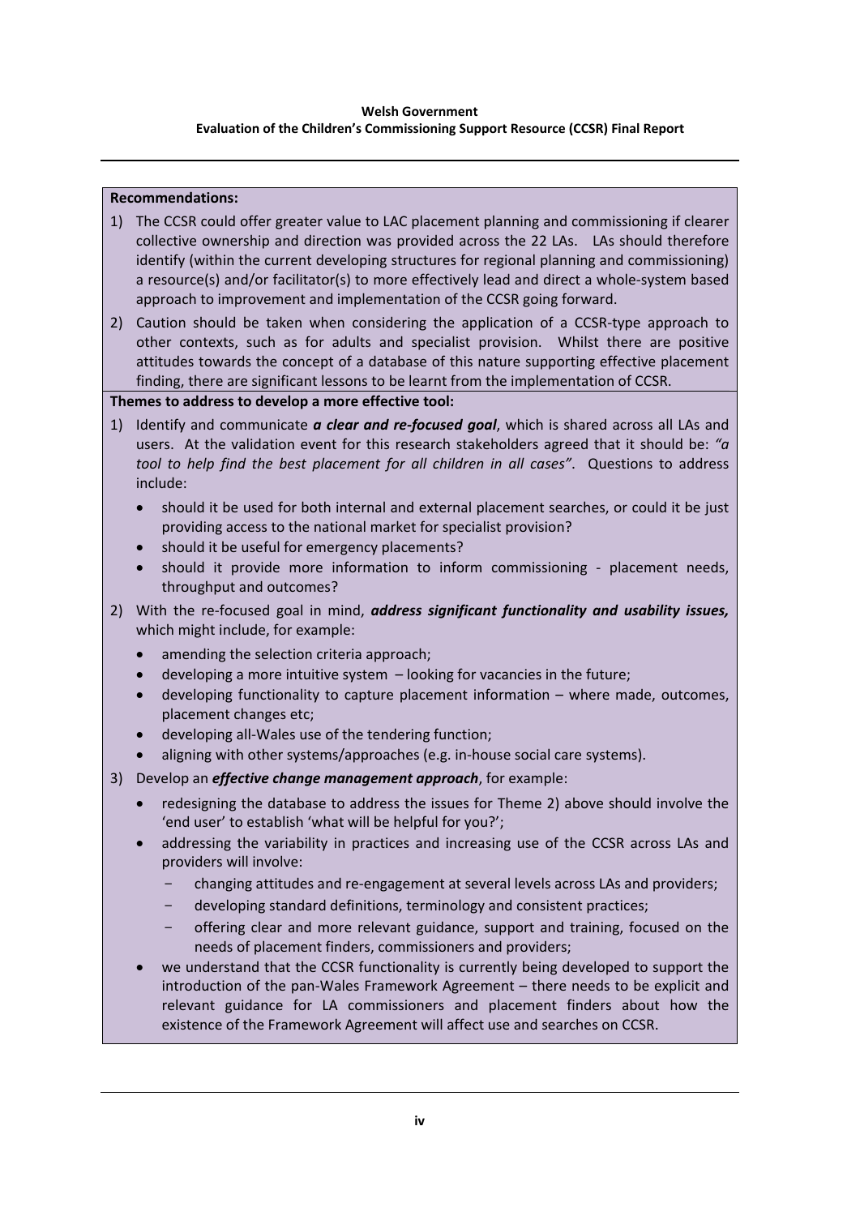**Recommendations:**

1) The CCSR could offer greater value to LAC placement planning and commissioning if clearer collective ownership and direction was provided across the 22 LAs. LAs should therefore identify (within the current developing structures for regional planning and commissioning) a resource(s) and/or facilitator(s) to more effectively lead and direct a whole-system based approach to improvement and implementation of the CCSR going forward.
2) Caution should be taken when considering the application of a CCSR-type approach to other contexts, such as for adults and specialist provision. Whilst there are positive attitudes towards the concept of a database of this nature supporting effective placement finding, there are significant lessons to be learnt from the implementation of CCSR.

**Themes to address to develop a more effective tool:**

1) Identify and communicate ***a clear and re-focused goal***, which is shared across all LAs and users. At the validation event for this research stakeholders agreed that it should be: *"a tool to help find the best placement for all children in all cases"*. Questions to address include:
   - should it be used for both internal and external placement searches, or could it be just providing access to the national market for specialist provision?
   - should it be useful for emergency placements?
   - should it provide more information to inform commissioning - placement needs, throughput and outcomes?
2) With the re-focused goal in mind, ***address significant functionality and usability issues,*** which might include, for example:
   - amending the selection criteria approach;
   - developing a more intuitive system – looking for vacancies in the future;
   - developing functionality to capture placement information – where made, outcomes, placement changes etc;
   - developing all-Wales use of the tendering function;
   - aligning with other systems/approaches (e.g. in-house social care systems).
3) Develop an ***effective change management approach***, for example:
   - redesigning the database to address the issues for Theme 2) above should involve the 'end user' to establish 'what will be helpful for you?';
   - addressing the variability in practices and increasing use of the CCSR across LAs and providers will involve:
     - changing attitudes and re-engagement at several levels across LAs and providers;
     - developing standard definitions, terminology and consistent practices;
     - offering clear and more relevant guidance, support and training, focused on the needs of placement finders, commissioners and providers;
   - we understand that the CCSR functionality is currently being developed to support the introduction of the pan-Wales Framework Agreement – there needs to be explicit and relevant guidance for LA commissioners and placement finders about how the existence of the Framework Agreement will affect use and searches on CCSR.